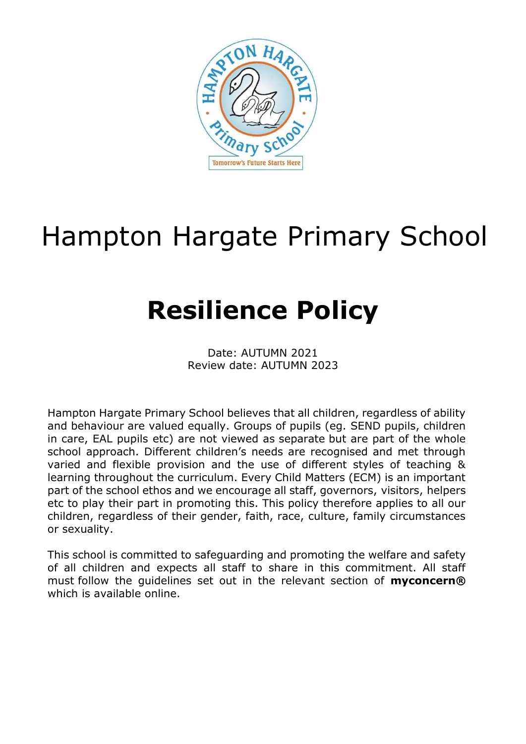# Hampton Hargate Primary School

## Resilience Policy

Date: AUTUMN 2021
Review date: AUTUMN 2023

Hampton Hargate Primary School believes that all children, regardless of ability and behaviour are valued equally. Groups of pupils (eg. SEND pupils, children in care, EAL pupils etc) are not viewed as separate but are part of the whole school approach. Different children's needs are recognised and met through varied and flexible provision and the use of different styles of teaching & learning throughout the curriculum. Every Child Matters (ECM) is an important part of the school ethos and we encourage all staff, governors, visitors, helpers etc to play their part in promoting this. This policy therefore applies to all our children, regardless of their gender, faith, race, culture, family circumstances or sexuality.

This school is committed to safeguarding and promoting the welfare and safety of all children and expects all staff to share in this commitment. All staff must follow the guidelines set out in the relevant section of **myconcern®** which is available online.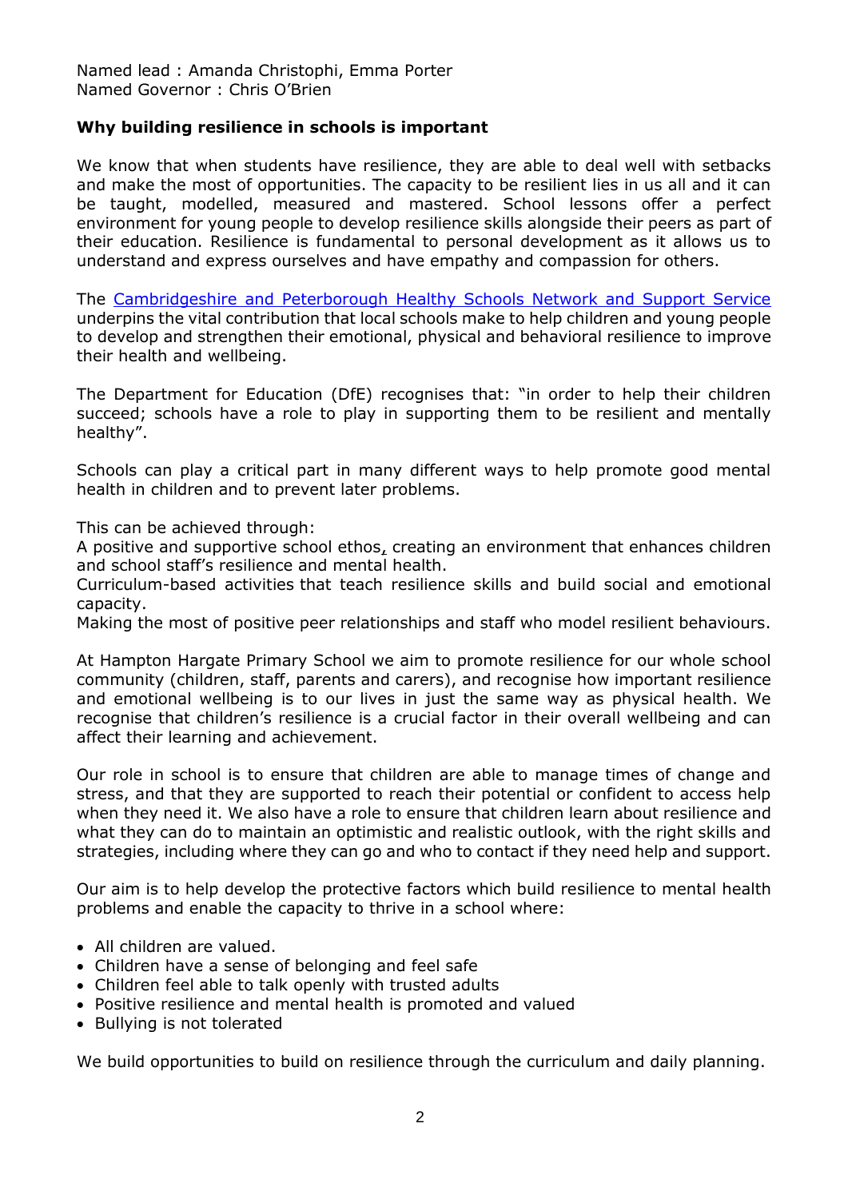Named lead : Amanda Christophi, Emma Porter
Named Governor : Chris O'Brien

**Why building resilience in schools is important**

We know that when students have resilience, they are able to deal well with setbacks and make the most of opportunities. The capacity to be resilient lies in us all and it can be taught, modelled, measured and mastered. School lessons offer a perfect environment for young people to develop resilience skills alongside their peers as part of their education. Resilience is fundamental to personal development as it allows us to understand and express ourselves and have empathy and compassion for others.

The Cambridgeshire and Peterborough Healthy Schools Network and Support Service underpins the vital contribution that local schools make to help children and young people to develop and strengthen their emotional, physical and behavioral resilience to improve their health and wellbeing.

The Department for Education (DfE) recognises that: "in order to help their children succeed; schools have a role to play in supporting them to be resilient and mentally healthy".

Schools can play a critical part in many different ways to help promote good mental health in children and to prevent later problems.

This can be achieved through:
A positive and supportive school ethos, creating an environment that enhances children and school staff's resilience and mental health.
Curriculum-based activities that teach resilience skills and build social and emotional capacity.
Making the most of positive peer relationships and staff who model resilient behaviours.

At Hampton Hargate Primary School we aim to promote resilience for our whole school community (children, staff, parents and carers), and recognise how important resilience and emotional wellbeing is to our lives in just the same way as physical health. We recognise that children's resilience is a crucial factor in their overall wellbeing and can affect their learning and achievement.

Our role in school is to ensure that children are able to manage times of change and stress, and that they are supported to reach their potential or confident to access help when they need it. We also have a role to ensure that children learn about resilience and what they can do to maintain an optimistic and realistic outlook, with the right skills and strategies, including where they can go and who to contact if they need help and support.

Our aim is to help develop the protective factors which build resilience to mental health problems and enable the capacity to thrive in a school where:

- All children are valued.
- Children have a sense of belonging and feel safe
- Children feel able to talk openly with trusted adults
- Positive resilience and mental health is promoted and valued
- Bullying is not tolerated

We build opportunities to build on resilience through the curriculum and daily planning.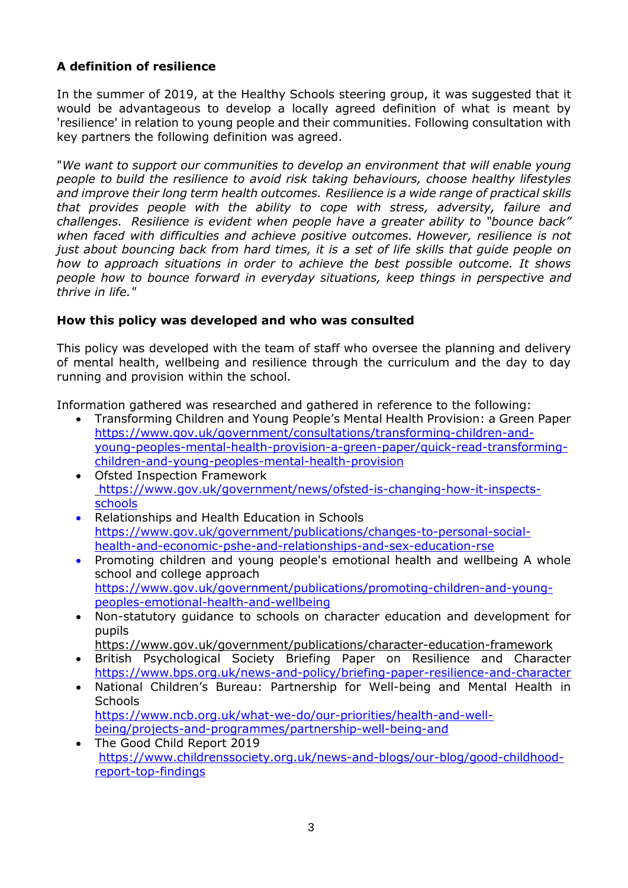**A definition of resilience**

In the summer of 2019, at the Healthy Schools steering group, it was suggested that it would be advantageous to develop a locally agreed definition of what is meant by 'resilience' in relation to young people and their communities. Following consultation with key partners the following definition was agreed.

"*We want to support our communities to develop an environment that will enable young people to build the resilience to avoid risk taking behaviours, choose healthy lifestyles and improve their long term health outcomes. Resilience is a wide range of practical skills that provides people with the ability to cope with stress, adversity, failure and challenges. Resilience is evident when people have a greater ability to "bounce back" when faced with difficulties and achieve positive outcomes. However, resilience is not just about bouncing back from hard times, it is a set of life skills that guide people on how to approach situations in order to achieve the best possible outcome. It shows people how to bounce forward in everyday situations, keep things in perspective and thrive in life.*"

**How this policy was developed and who was consulted**

This policy was developed with the team of staff who oversee the planning and delivery of mental health, wellbeing and resilience through the curriculum and the day to day running and provision within the school.

Information gathered was researched and gathered in reference to the following:

- Transforming Children and Young People's Mental Health Provision: a Green Paper https://www.gov.uk/government/consultations/transforming-children-and-young-peoples-mental-health-provision-a-green-paper/quick-read-transforming-children-and-young-peoples-mental-health-provision
- Ofsted Inspection Framework https://www.gov.uk/government/news/ofsted-is-changing-how-it-inspects-schools
- Relationships and Health Education in Schools https://www.gov.uk/government/publications/changes-to-personal-social-health-and-economic-pshe-and-relationships-and-sex-education-rse
- Promoting children and young people's emotional health and wellbeing A whole school and college approach https://www.gov.uk/government/publications/promoting-children-and-young-peoples-emotional-health-and-wellbeing
- Non-statutory guidance to schools on character education and development for pupils https://www.gov.uk/government/publications/character-education-framework
- British Psychological Society Briefing Paper on Resilience and Character https://www.bps.org.uk/news-and-policy/briefing-paper-resilience-and-character
- National Children's Bureau: Partnership for Well-being and Mental Health in Schools https://www.ncb.org.uk/what-we-do/our-priorities/health-and-well-being/projects-and-programmes/partnership-well-being-and
- The Good Child Report 2019 https://www.childrenssociety.org.uk/news-and-blogs/our-blog/good-childhood-report-top-findings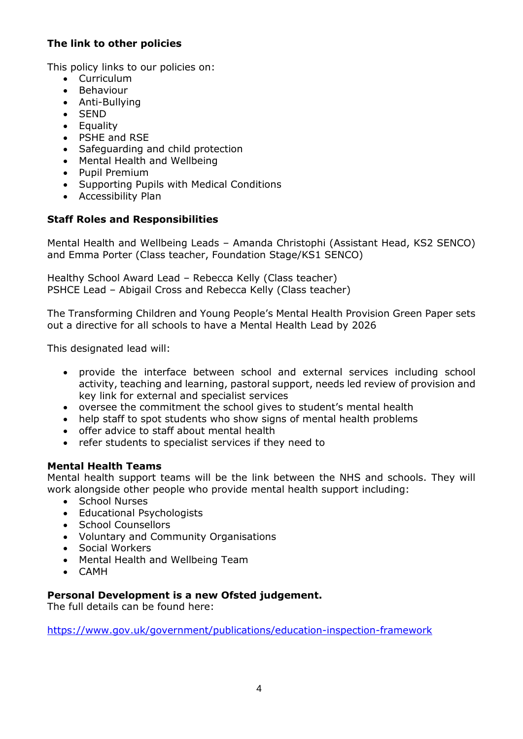**The link to other policies**

This policy links to our policies on:

- Curriculum
- Behaviour
- Anti-Bullying
- SEND
- Equality
- PSHE and RSE
- Safeguarding and child protection
- Mental Health and Wellbeing
- Pupil Premium
- Supporting Pupils with Medical Conditions
- Accessibility Plan

**Staff Roles and Responsibilities**

Mental Health and Wellbeing Leads – Amanda Christophi (Assistant Head, KS2 SENCO) and Emma Porter (Class teacher, Foundation Stage/KS1 SENCO)

Healthy School Award Lead – Rebecca Kelly (Class teacher)
PSHCE Lead – Abigail Cross and Rebecca Kelly (Class teacher)

The Transforming Children and Young People's Mental Health Provision Green Paper sets out a directive for all schools to have a Mental Health Lead by 2026

This designated lead will:

- provide the interface between school and external services including school activity, teaching and learning, pastoral support, needs led review of provision and key link for external and specialist services
- oversee the commitment the school gives to student's mental health
- help staff to spot students who show signs of mental health problems
- offer advice to staff about mental health
- refer students to specialist services if they need to

**Mental Health Teams**
Mental health support teams will be the link between the NHS and schools. They will work alongside other people who provide mental health support including:

- School Nurses
- Educational Psychologists
- School Counsellors
- Voluntary and Community Organisations
- Social Workers
- Mental Health and Wellbeing Team
- CAMH

**Personal Development is a new Ofsted judgement.**
The full details can be found here:

https://www.gov.uk/government/publications/education-inspection-framework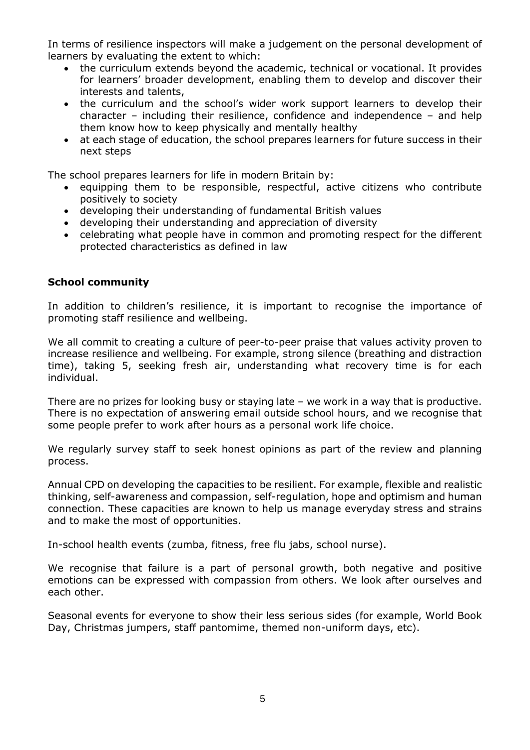In terms of resilience inspectors will make a judgement on the personal development of learners by evaluating the extent to which:

- the curriculum extends beyond the academic, technical or vocational. It provides for learners' broader development, enabling them to develop and discover their interests and talents,
- the curriculum and the school's wider work support learners to develop their character – including their resilience, confidence and independence – and help them know how to keep physically and mentally healthy
- at each stage of education, the school prepares learners for future success in their next steps

The school prepares learners for life in modern Britain by:

- equipping them to be responsible, respectful, active citizens who contribute positively to society
- developing their understanding of fundamental British values
- developing their understanding and appreciation of diversity
- celebrating what people have in common and promoting respect for the different protected characteristics as defined in law

**School community**

In addition to children's resilience, it is important to recognise the importance of promoting staff resilience and wellbeing.

We all commit to creating a culture of peer-to-peer praise that values activity proven to increase resilience and wellbeing. For example, strong silence (breathing and distraction time), taking 5, seeking fresh air, understanding what recovery time is for each individual.

There are no prizes for looking busy or staying late – we work in a way that is productive. There is no expectation of answering email outside school hours, and we recognise that some people prefer to work after hours as a personal work life choice.

We regularly survey staff to seek honest opinions as part of the review and planning process.

Annual CPD on developing the capacities to be resilient. For example, flexible and realistic thinking, self-awareness and compassion, self-regulation, hope and optimism and human connection. These capacities are known to help us manage everyday stress and strains and to make the most of opportunities.

In-school health events (zumba, fitness, free flu jabs, school nurse).

We recognise that failure is a part of personal growth, both negative and positive emotions can be expressed with compassion from others. We look after ourselves and each other.

Seasonal events for everyone to show their less serious sides (for example, World Book Day, Christmas jumpers, staff pantomime, themed non-uniform days, etc).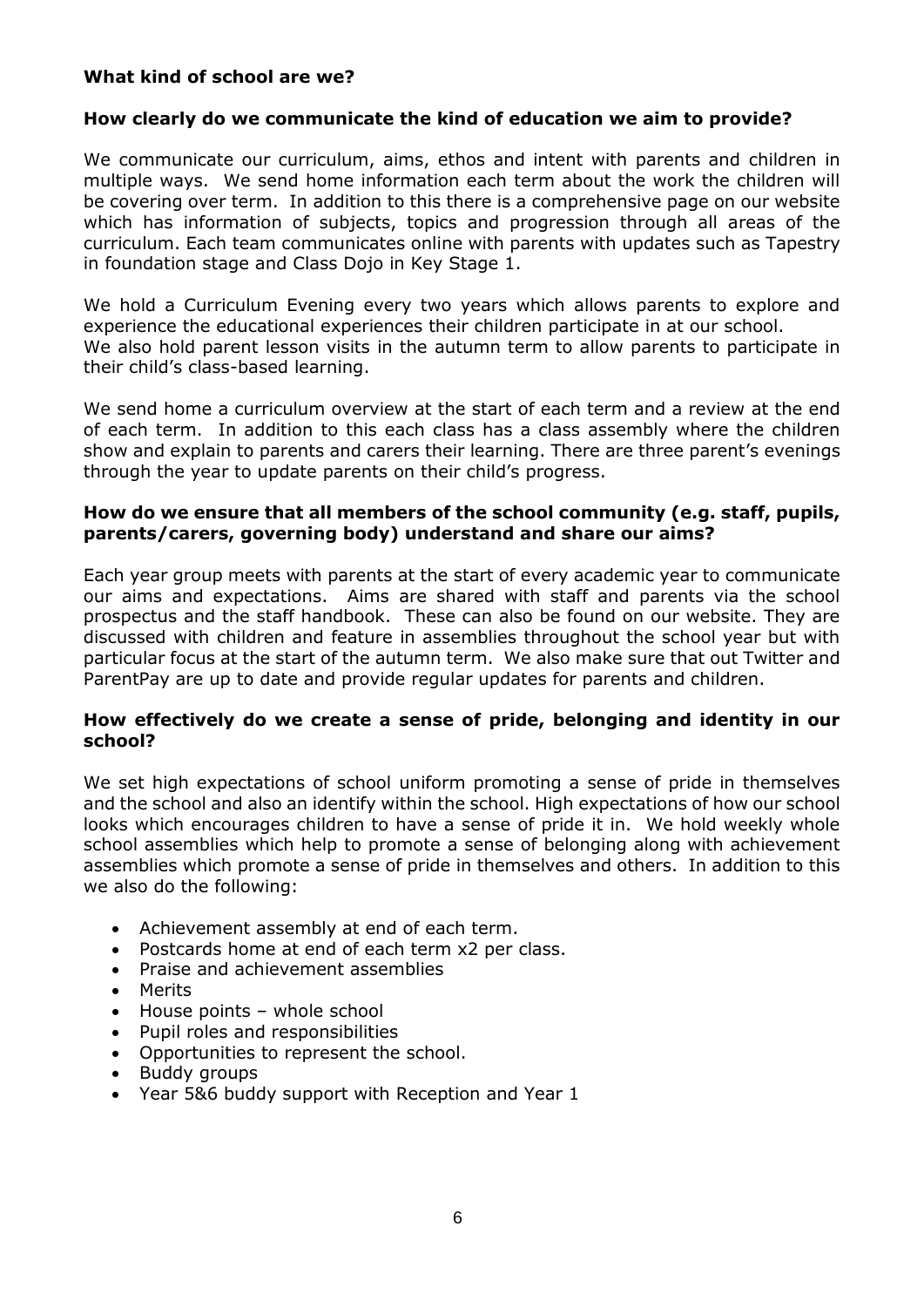**What kind of school are we?**

**How clearly do we communicate the kind of education we aim to provide?**

We communicate our curriculum, aims, ethos and intent with parents and children in multiple ways. We send home information each term about the work the children will be covering over term. In addition to this there is a comprehensive page on our website which has information of subjects, topics and progression through all areas of the curriculum. Each team communicates online with parents with updates such as Tapestry in foundation stage and Class Dojo in Key Stage 1.

We hold a Curriculum Evening every two years which allows parents to explore and experience the educational experiences their children participate in at our school.
We also hold parent lesson visits in the autumn term to allow parents to participate in their child's class-based learning.

We send home a curriculum overview at the start of each term and a review at the end of each term. In addition to this each class has a class assembly where the children show and explain to parents and carers their learning. There are three parent's evenings through the year to update parents on their child's progress.

**How do we ensure that all members of the school community (e.g. staff, pupils, parents/carers, governing body) understand and share our aims?**

Each year group meets with parents at the start of every academic year to communicate our aims and expectations. Aims are shared with staff and parents via the school prospectus and the staff handbook. These can also be found on our website. They are discussed with children and feature in assemblies throughout the school year but with particular focus at the start of the autumn term. We also make sure that out Twitter and ParentPay are up to date and provide regular updates for parents and children.

**How effectively do we create a sense of pride, belonging and identity in our school?**

We set high expectations of school uniform promoting a sense of pride in themselves and the school and also an identify within the school. High expectations of how our school looks which encourages children to have a sense of pride it in. We hold weekly whole school assemblies which help to promote a sense of belonging along with achievement assemblies which promote a sense of pride in themselves and others. In addition to this we also do the following:

- Achievement assembly at end of each term.
- Postcards home at end of each term x2 per class.
- Praise and achievement assemblies
- Merits
- House points – whole school
- Pupil roles and responsibilities
- Opportunities to represent the school.
- Buddy groups
- Year 5&6 buddy support with Reception and Year 1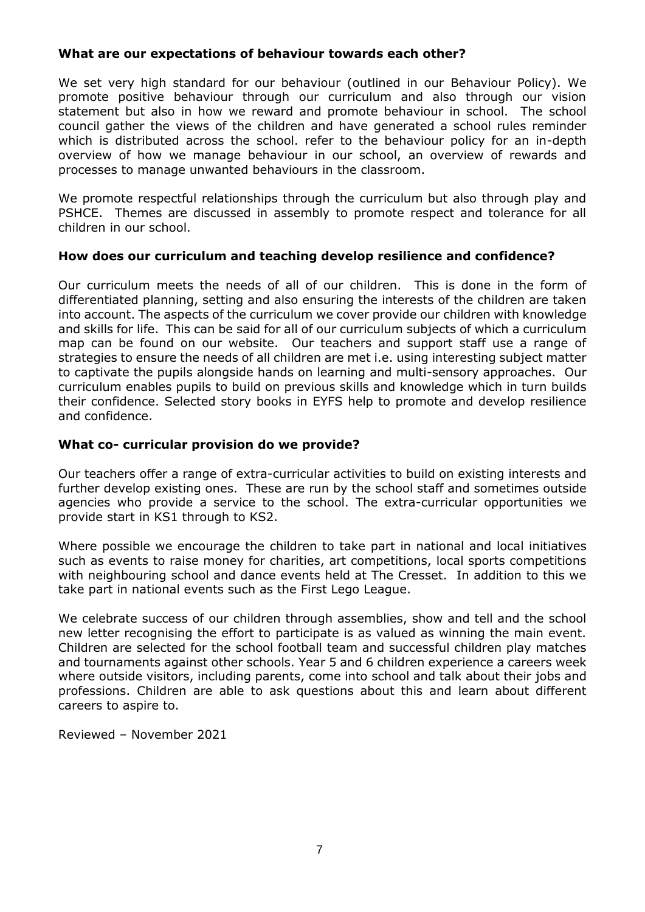### What are our expectations of behaviour towards each other?

We set very high standard for our behaviour (outlined in our Behaviour Policy). We promote positive behaviour through our curriculum and also through our vision statement but also in how we reward and promote behaviour in school. The school council gather the views of the children and have generated a school rules reminder which is distributed across the school. refer to the behaviour policy for an in-depth overview of how we manage behaviour in our school, an overview of rewards and processes to manage unwanted behaviours in the classroom.

We promote respectful relationships through the curriculum but also through play and PSHCE. Themes are discussed in assembly to promote respect and tolerance for all children in our school.

### How does our curriculum and teaching develop resilience and confidence?

Our curriculum meets the needs of all of our children. This is done in the form of differentiated planning, setting and also ensuring the interests of the children are taken into account. The aspects of the curriculum we cover provide our children with knowledge and skills for life. This can be said for all of our curriculum subjects of which a curriculum map can be found on our website. Our teachers and support staff use a range of strategies to ensure the needs of all children are met i.e. using interesting subject matter to captivate the pupils alongside hands on learning and multi-sensory approaches. Our curriculum enables pupils to build on previous skills and knowledge which in turn builds their confidence. Selected story books in EYFS help to promote and develop resilience and confidence.

### What co- curricular provision do we provide?

Our teachers offer a range of extra-curricular activities to build on existing interests and further develop existing ones. These are run by the school staff and sometimes outside agencies who provide a service to the school. The extra-curricular opportunities we provide start in KS1 through to KS2.

Where possible we encourage the children to take part in national and local initiatives such as events to raise money for charities, art competitions, local sports competitions with neighbouring school and dance events held at The Cresset. In addition to this we take part in national events such as the First Lego League.

We celebrate success of our children through assemblies, show and tell and the school new letter recognising the effort to participate is as valued as winning the main event. Children are selected for the school football team and successful children play matches and tournaments against other schools. Year 5 and 6 children experience a careers week where outside visitors, including parents, come into school and talk about their jobs and professions. Children are able to ask questions about this and learn about different careers to aspire to.

Reviewed – November 2021